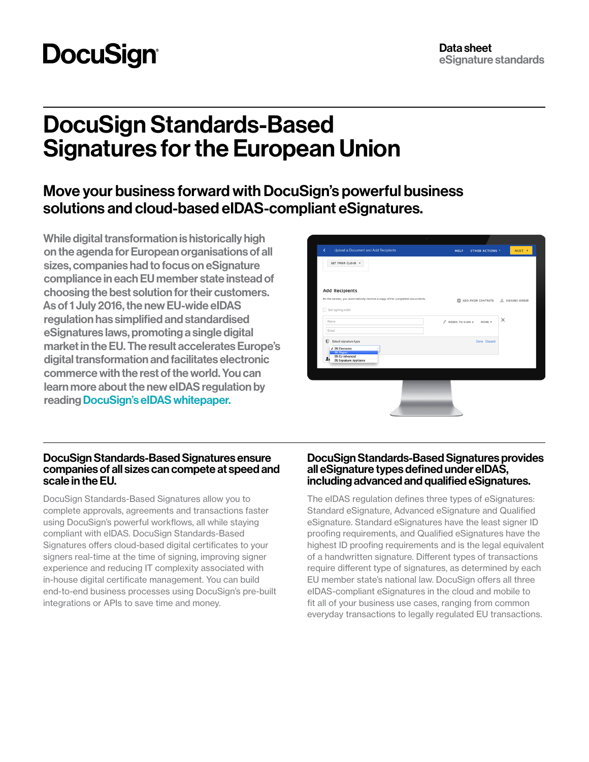DocuSign

**Data sheet**
eSignature standards

# DocuSign Standards-Based Signatures for the European Union

## Move your business forward with DocuSign's powerful business solutions and cloud-based eIDAS-compliant eSignatures.

While digital transformation is historically high on the agenda for European organisations of all sizes, companies had to focus on eSignature compliance in each EU member state instead of choosing the best solution for their customers. As of 1 July 2016, the new EU-wide eIDAS regulation has simplified and standardised eSignatures laws, promoting a single digital market in the EU. The result accelerates Europe's digital transformation and facilitates electronic commerce with the rest of the world. You can learn more about the new eIDAS regulation by reading DocuSign's eIDAS whitepaper.

### DocuSign Standards-Based Signatures ensure companies of all sizes can compete at speed and scale in the EU.

DocuSign Standards-Based Signatures allow you to complete approvals, agreements and transactions faster using DocuSign's powerful workflows, all while staying compliant with eIDAS. DocuSign Standards-Based Signatures offers cloud-based digital certificates to your signers real-time at the time of signing, improving signer experience and reducing IT complexity associated with in-house digital certificate management. You can build end-to-end business processes using DocuSign's pre-built integrations or APIs to save time and money.

### DocuSign Standards-Based Signatures provides all eSignature types defined under eIDAS, including advanced and qualified eSignatures.

The eIDAS regulation defines three types of eSignatures: Standard eSignature, Advanced eSignature and Qualified eSignature. Standard eSignatures have the least signer ID proofing requirements, and Qualified eSignatures have the highest ID proofing requirements and is the legal equivalent of a handwritten signature. Different types of transactions require different type of signatures, as determined by each EU member state's national law. DocuSign offers all three eIDAS-compliant eSignatures in the cloud and mobile to fit all of your business use cases, ranging from common everyday transactions to legally regulated EU transactions.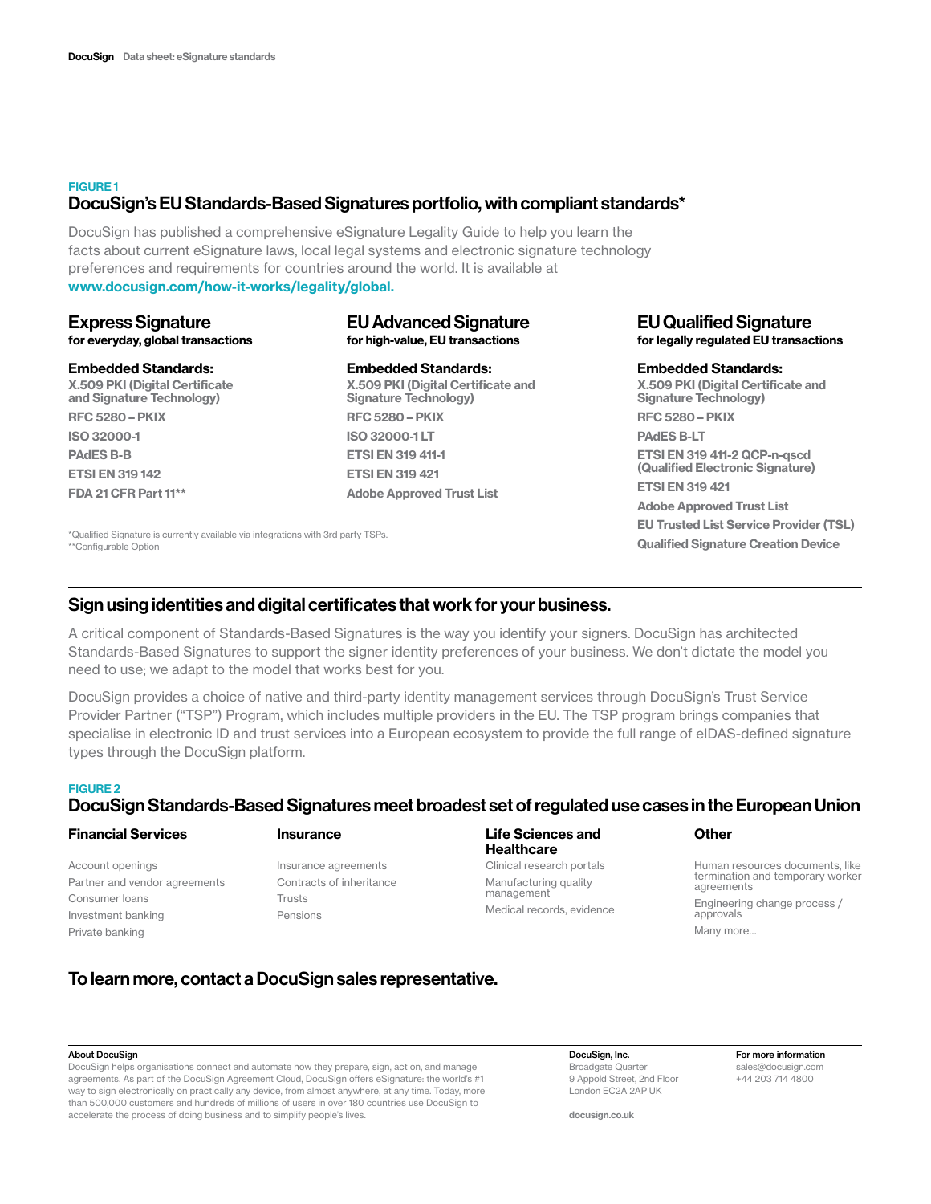FIGURE 1

## DocuSign's EU Standards-Based Signatures portfolio, with compliant standards*

DocuSign has published a comprehensive eSignature Legality Guide to help you learn the facts about current eSignature laws, local legal systems and electronic signature technology preferences and requirements for countries around the world. It is available at **www.docusign.com/how-it-works/legality/global.**

### Express Signature

**for everyday, global transactions**

**Embedded Standards:**

- X.509 PKI (Digital Certificate and Signature Technology)
- RFC 5280 – PKIX
- ISO 32000-1
- PAdES B-B
- ETSI EN 319 142
- FDA 21 CFR Part 11**

### EU Advanced Signature

**for high-value, EU transactions**

**Embedded Standards:**

- X.509 PKI (Digital Certificate and Signature Technology)
- RFC 5280 – PKIX
- ISO 32000-1 LT
- ETSI EN 319 411-1
- ETSI EN 319 421
- Adobe Approved Trust List

### EU Qualified Signature

**for legally regulated EU transactions**

**Embedded Standards:**

- X.509 PKI (Digital Certificate and Signature Technology)
- RFC 5280 – PKIX
- PAdES B-LT
- ETSI EN 319 411-2 QCP-n-qscd (Qualified Electronic Signature)
- ETSI EN 319 421
- Adobe Approved Trust List
- EU Trusted List Service Provider (TSL)
- Qualified Signature Creation Device

*Qualified Signature is currently available via integrations with 3rd party TSPs.
**Configurable Option

## Sign using identities and digital certificates that work for your business.

A critical component of Standards-Based Signatures is the way you identify your signers. DocuSign has architected Standards-Based Signatures to support the signer identity preferences of your business. We don't dictate the model you need to use; we adapt to the model that works best for you.

DocuSign provides a choice of native and third-party identity management services through DocuSign's Trust Service Provider Partner ("TSP") Program, which includes multiple providers in the EU. The TSP program brings companies that specialise in electronic ID and trust services into a European ecosystem to provide the full range of eIDAS-defined signature types through the DocuSign platform.

FIGURE 2

## DocuSign Standards-Based Signatures meet broadest set of regulated use cases in the European Union

### Financial Services

- Account openings
- Partner and vendor agreements
- Consumer loans
- Investment banking
- Private banking

### Insurance

- Insurance agreements
- Contracts of inheritance
- Trusts
- Pensions

### Life Sciences and Healthcare

- Clinical research portals
- Manufacturing quality management
- Medical records, evidence

### Other

- Human resources documents, like termination and temporary worker agreements
- Engineering change process / approvals
- Many more...

## To learn more, contact a DocuSign sales representative.

**About DocuSign**

DocuSign helps organisations connect and automate how they prepare, sign, act on, and manage agreements. As part of the DocuSign Agreement Cloud, DocuSign offers eSignature: the world's #1 way to sign electronically on practically any device, from almost anywhere, at any time. Today, more than 500,000 customers and hundreds of millions of users in over 180 countries use DocuSign to accelerate the process of doing business and to simplify people's lives.

**DocuSign, Inc.**
Broadgate Quarter
9 Appold Street, 2nd Floor
London EC2A 2AP UK

**docusign.co.uk**

**For more information**
sales@docusign.com
+44 203 714 4800